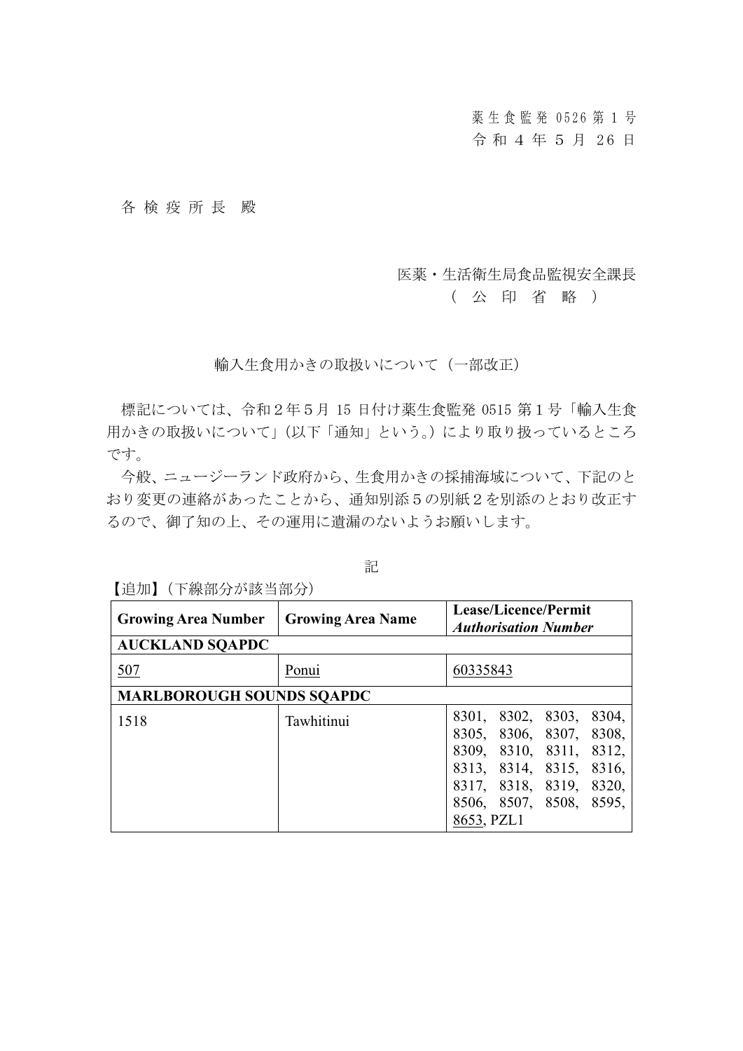薬生食監発 0526 第 1 号
令 和 4 年 5 月 26 日

各 検 疫 所 長　殿

医薬・生活衛生局食品監視安全課長
（ 公 印 省 略 ）

輸入生食用かきの取扱いについて（一部改正）

標記については、令和２年５月 15 日付け薬生食監発 0515 第１号「輸入生食用かきの取扱いについて」（以下「通知」という。）により取り扱っているところです。

今般、ニュージーランド政府から、生食用かきの採捕海域について、下記のとおり変更の連絡があったことから、通知別添５の別紙２を別添のとおり改正するので、御了知の上、その運用に遺漏のないようお願いします。

記

【追加】（下線部分が該当部分）

| **Growing Area Number** | **Growing Area Name** | **Lease/Licence/Permit *Authorisation Number*** |
|---|---|---|
| **AUCKLAND SQAPDC** | | |
| <u>507</u> | <u>Ponui</u> | <u>60335843</u> |
| **MARLBOROUGH SOUNDS SQAPDC** | | |
| 1518 | Tawhitinui | 8301, 8302, 8303, 8304, 8305, 8306, 8307, 8308, 8309, 8310, 8311, 8312, 8313, 8314, 8315, 8316, 8317, 8318, 8319, 8320, 8506, 8507, 8508, 8595, <u>8653</u>, PZL1 |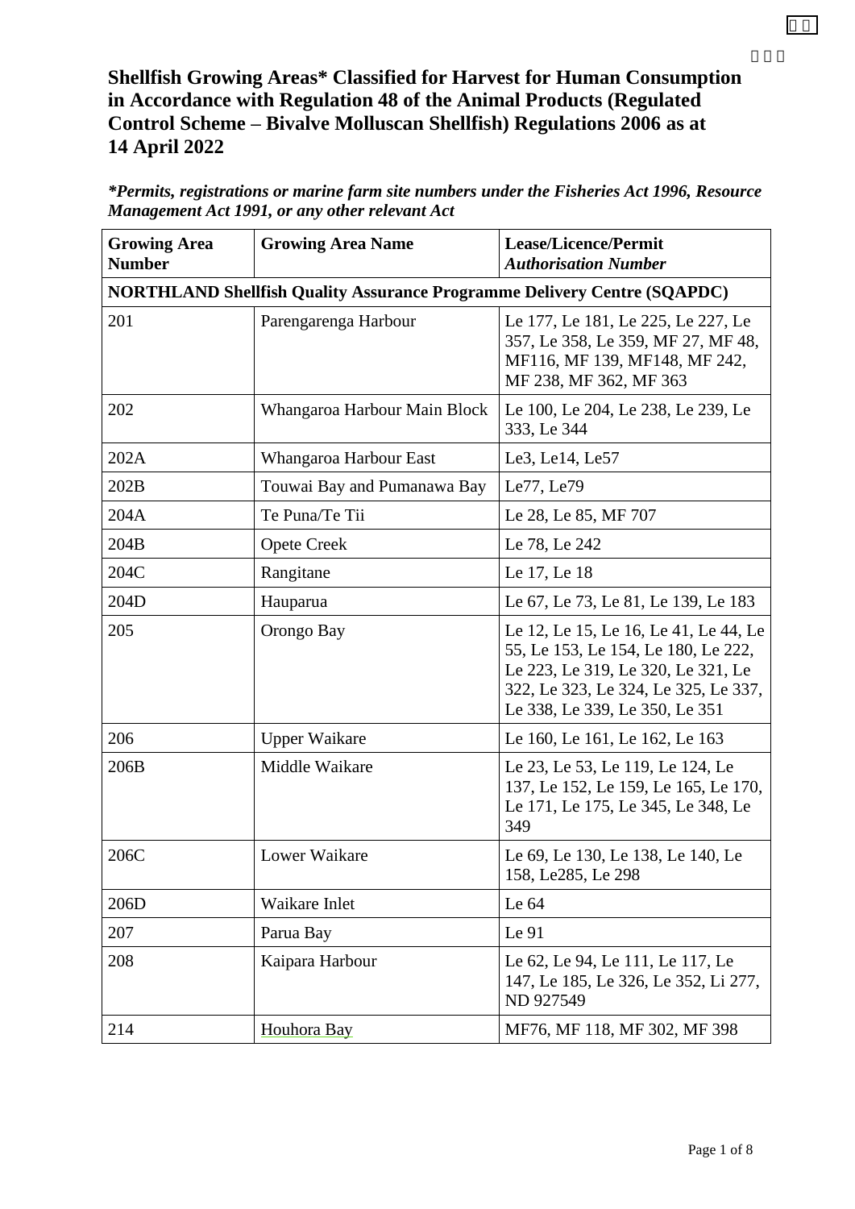# Shellfish Growing Areas* Classified for Harvest for Human Consumption in Accordance with Regulation 48 of the Animal Products (Regulated Control Scheme – Bivalve Molluscan Shellfish) Regulations 2006 as at 14 April 2022

***Permits, registrations or marine farm site numbers under the Fisheries Act 1996, Resource Management Act 1991, or any other relevant Act***

| Growing Area Number | Growing Area Name | Lease/Licence/Permit *Authorisation Number* |
|---|---|---|
| **NORTHLAND Shellfish Quality Assurance Programme Delivery Centre (SQAPDC)** | | |
| 201 | Parengarenga Harbour | Le 177, Le 181, Le 225, Le 227, Le 357, Le 358, Le 359, MF 27, MF 48, MF116, MF 139, MF148, MF 242, MF 238, MF 362, MF 363 |
| 202 | Whangaroa Harbour Main Block | Le 100, Le 204, Le 238, Le 239, Le 333, Le 344 |
| 202A | Whangaroa Harbour East | Le3, Le14, Le57 |
| 202B | Touwai Bay and Pumanawa Bay | Le77, Le79 |
| 204A | Te Puna/Te Tii | Le 28, Le 85, MF 707 |
| 204B | Opete Creek | Le 78, Le 242 |
| 204C | Rangitane | Le 17, Le 18 |
| 204D | Hauparua | Le 67, Le 73, Le 81, Le 139, Le 183 |
| 205 | Orongo Bay | Le 12, Le 15, Le 16, Le 41, Le 44, Le 55, Le 153, Le 154, Le 180, Le 222, Le 223, Le 319, Le 320, Le 321, Le 322, Le 323, Le 324, Le 325, Le 337, Le 338, Le 339, Le 350, Le 351 |
| 206 | Upper Waikare | Le 160, Le 161, Le 162, Le 163 |
| 206B | Middle Waikare | Le 23, Le 53, Le 119, Le 124, Le 137, Le 152, Le 159, Le 165, Le 170, Le 171, Le 175, Le 345, Le 348, Le 349 |
| 206C | Lower Waikare | Le 69, Le 130, Le 138, Le 140, Le 158, Le285, Le 298 |
| 206D | Waikare Inlet | Le 64 |
| 207 | Parua Bay | Le 91 |
| 208 | Kaipara Harbour | Le 62, Le 94, Le 111, Le 117, Le 147, Le 185, Le 326, Le 352, Li 277, ND 927549 |
| 214 | Houhora Bay | MF76, MF 118, MF 302, MF 398 |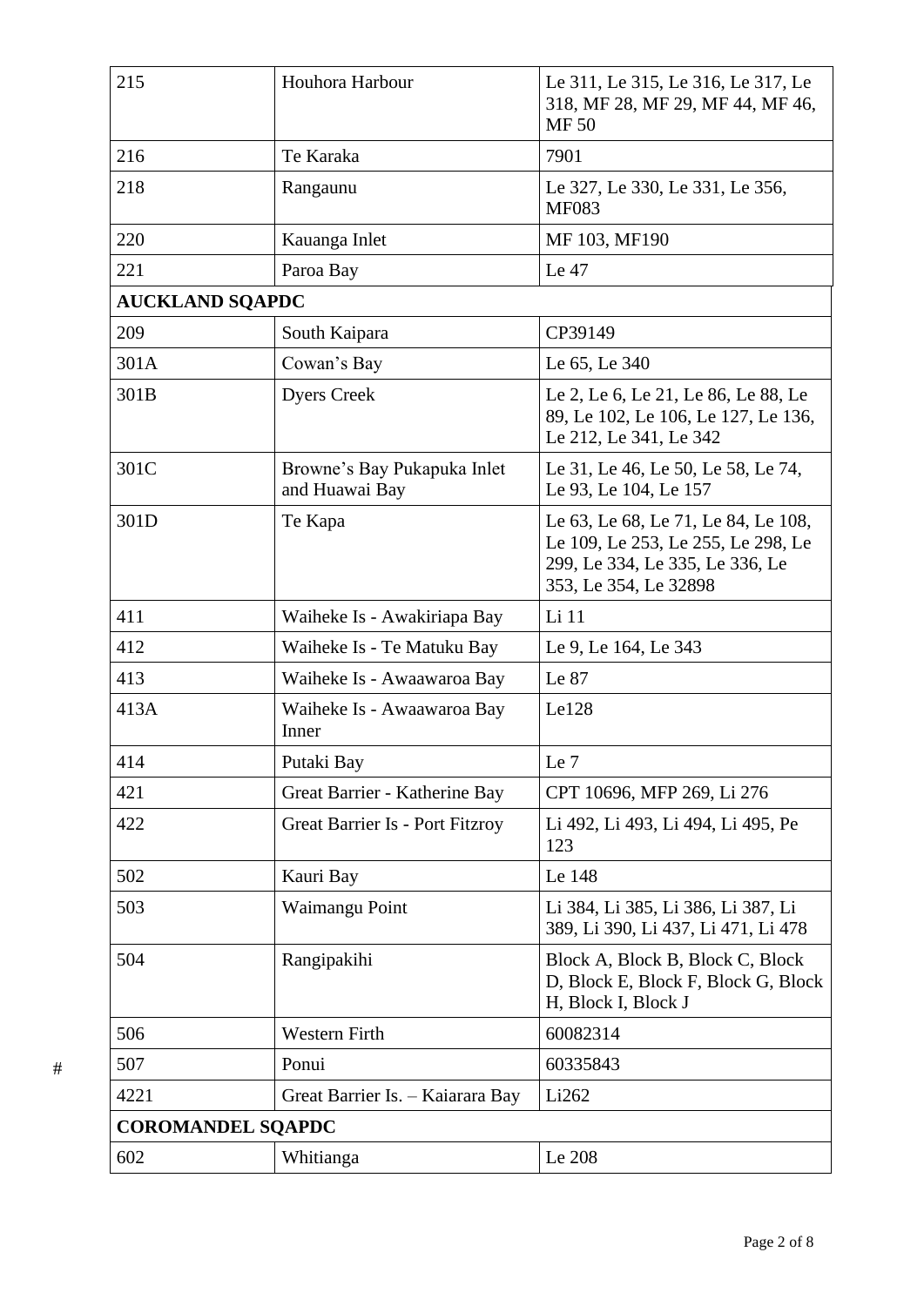| 215 | Houhora Harbour | Le 311, Le 315, Le 316, Le 317, Le 318, MF 28, MF 29, MF 44, MF 46, MF 50 |
|---|---|---|
| 216 | Te Karaka | 7901 |
| 218 | Rangaunu | Le 327, Le 330, Le 331, Le 356, MF083 |
| 220 | Kauanga Inlet | MF 103, MF190 |
| 221 | Paroa Bay | Le 47 |
| **AUCKLAND SQAPDC** | | |
| 209 | South Kaipara | CP39149 |
| 301A | Cowan's Bay | Le 65, Le 340 |
| 301B | Dyers Creek | Le 2, Le 6, Le 21, Le 86, Le 88, Le 89, Le 102, Le 106, Le 127, Le 136, Le 212, Le 341, Le 342 |
| 301C | Browne's Bay Pukapuka Inlet and Huawai Bay | Le 31, Le 46, Le 50, Le 58, Le 74, Le 93, Le 104, Le 157 |
| 301D | Te Kapa | Le 63, Le 68, Le 71, Le 84, Le 108, Le 109, Le 253, Le 255, Le 298, Le 299, Le 334, Le 335, Le 336, Le 353, Le 354, Le 32898 |
| 411 | Waiheke Is - Awakiriapa Bay | Li 11 |
| 412 | Waiheke Is - Te Matuku Bay | Le 9, Le 164, Le 343 |
| 413 | Waiheke Is - Awaawaroa Bay | Le 87 |
| 413A | Waiheke Is - Awaawaroa Bay Inner | Le128 |
| 414 | Putaki Bay | Le 7 |
| 421 | Great Barrier - Katherine Bay | CPT 10696, MFP 269, Li 276 |
| 422 | Great Barrier Is - Port Fitzroy | Li 492, Li 493, Li 494, Li 495, Pe 123 |
| 502 | Kauri Bay | Le 148 |
| 503 | Waimangu Point | Li 384, Li 385, Li 386, Li 387, Li 389, Li 390, Li 437, Li 471, Li 478 |
| 504 | Rangipakihi | Block A, Block B, Block C, Block D, Block E, Block F, Block G, Block H, Block I, Block J |
| 506 | Western Firth | 60082314 |
| 507 | Ponui | 60335843 |
| 4221 | Great Barrier Is. – Kaiarara Bay | Li262 |
| **COROMANDEL SQAPDC** | | |
| 602 | Whitianga | Le 208 |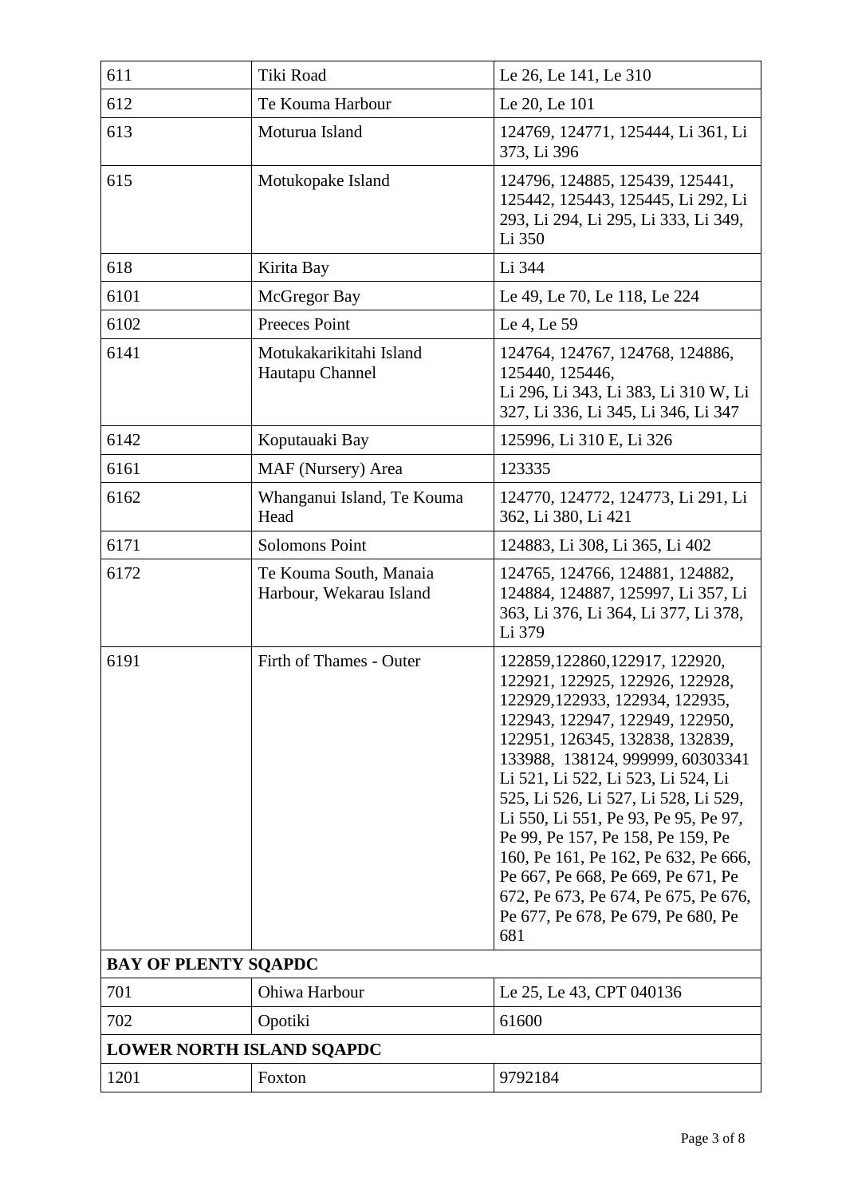| | | |
|---|---|---|
| 611 | Tiki Road | Le 26, Le 141, Le 310 |
| 612 | Te Kouma Harbour | Le 20, Le 101 |
| 613 | Moturua Island | 124769, 124771, 125444, Li 361, Li 373, Li 396 |
| 615 | Motukopake Island | 124796, 124885, 125439, 125441, 125442, 125443, 125445, Li 292, Li 293, Li 294, Li 295, Li 333, Li 349, Li 350 |
| 618 | Kirita Bay | Li 344 |
| 6101 | McGregor Bay | Le 49, Le 70, Le 118, Le 224 |
| 6102 | Preeces Point | Le 4, Le 59 |
| 6141 | Motukakarikitahi Island Hautapu Channel | 124764, 124767, 124768, 124886, 125440, 125446, Li 296, Li 343, Li 383, Li 310 W, Li 327, Li 336, Li 345, Li 346, Li 347 |
| 6142 | Koputauaki Bay | 125996, Li 310 E, Li 326 |
| 6161 | MAF (Nursery) Area | 123335 |
| 6162 | Whanganui Island, Te Kouma Head | 124770, 124772, 124773, Li 291, Li 362, Li 380, Li 421 |
| 6171 | Solomons Point | 124883, Li 308, Li 365, Li 402 |
| 6172 | Te Kouma South, Manaia Harbour, Wekarau Island | 124765, 124766, 124881, 124882, 124884, 124887, 125997, Li 357, Li 363, Li 376, Li 364, Li 377, Li 378, Li 379 |
| 6191 | Firth of Thames - Outer | 122859,122860,122917, 122920, 122921, 122925, 122926, 122928, 122929,122933, 122934, 122935, 122943, 122947, 122949, 122950, 122951, 126345, 132838, 132839, 133988, 138124, 999999, 60303341 Li 521, Li 522, Li 523, Li 524, Li 525, Li 526, Li 527, Li 528, Li 529, Li 550, Li 551, Pe 93, Pe 95, Pe 97, Pe 99, Pe 157, Pe 158, Pe 159, Pe 160, Pe 161, Pe 162, Pe 632, Pe 666, Pe 667, Pe 668, Pe 669, Pe 671, Pe 672, Pe 673, Pe 674, Pe 675, Pe 676, Pe 677, Pe 678, Pe 679, Pe 680, Pe 681 |
| **BAY OF PLENTY SQAPDC** | | |
| 701 | Ohiwa Harbour | Le 25, Le 43, CPT 040136 |
| 702 | Opotiki | 61600 |
| **LOWER NORTH ISLAND SQAPDC** | | |
| 1201 | Foxton | 9792184 |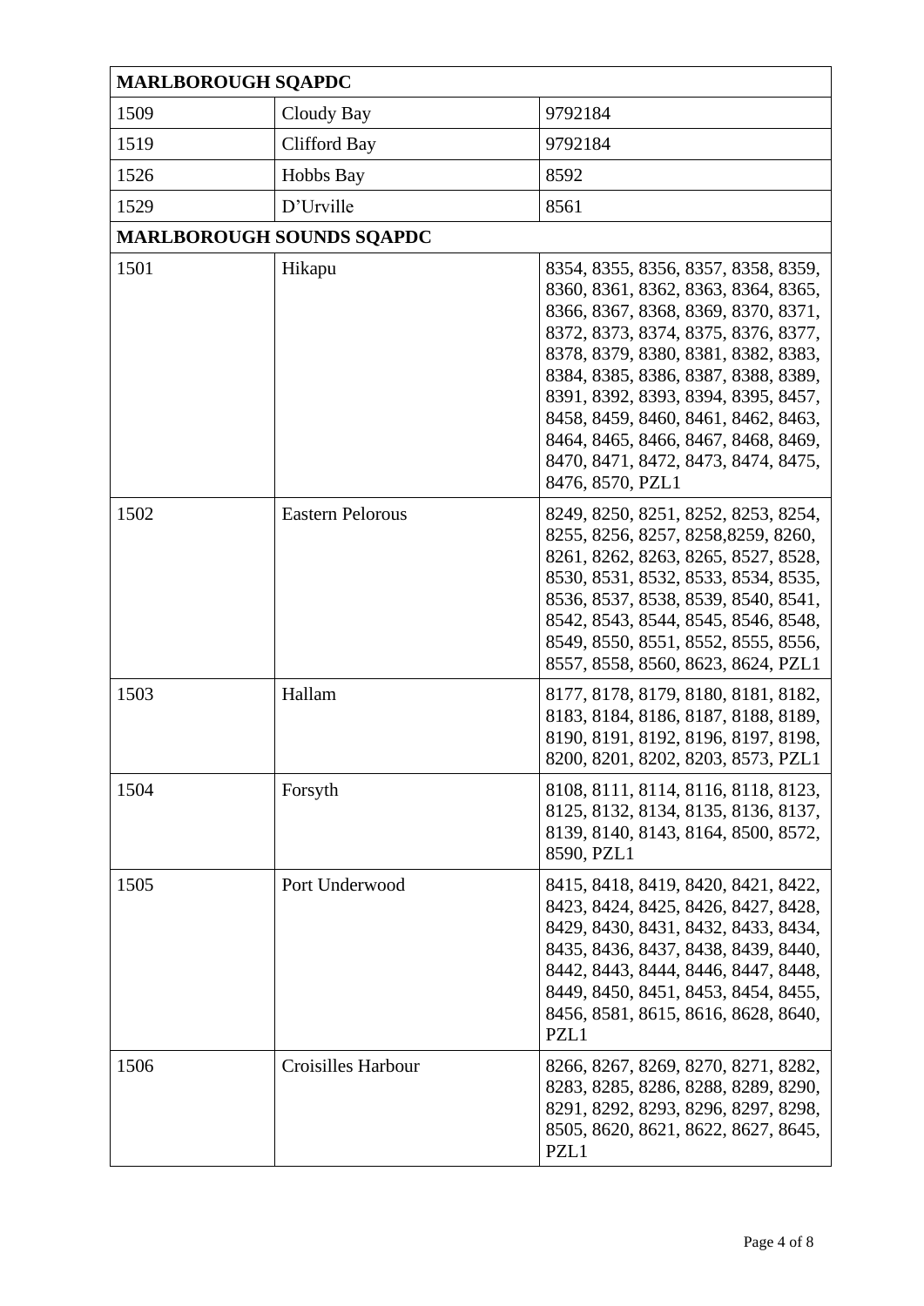| MARLBOROUGH SQAPDC | | |
|---|---|---|
| 1509 | Cloudy Bay | 9792184 |
| 1519 | Clifford Bay | 9792184 |
| 1526 | Hobbs Bay | 8592 |
| 1529 | D'Urville | 8561 |
| **MARLBOROUGH SOUNDS SQAPDC** | | |
| 1501 | Hikapu | 8354, 8355, 8356, 8357, 8358, 8359, 8360, 8361, 8362, 8363, 8364, 8365, 8366, 8367, 8368, 8369, 8370, 8371, 8372, 8373, 8374, 8375, 8376, 8377, 8378, 8379, 8380, 8381, 8382, 8383, 8384, 8385, 8386, 8387, 8388, 8389, 8391, 8392, 8393, 8394, 8395, 8457, 8458, 8459, 8460, 8461, 8462, 8463, 8464, 8465, 8466, 8467, 8468, 8469, 8470, 8471, 8472, 8473, 8474, 8475, 8476, 8570, PZL1 |
| 1502 | Eastern Pelorous | 8249, 8250, 8251, 8252, 8253, 8254, 8255, 8256, 8257, 8258,8259, 8260, 8261, 8262, 8263, 8265, 8527, 8528, 8530, 8531, 8532, 8533, 8534, 8535, 8536, 8537, 8538, 8539, 8540, 8541, 8542, 8543, 8544, 8545, 8546, 8548, 8549, 8550, 8551, 8552, 8555, 8556, 8557, 8558, 8560, 8623, 8624, PZL1 |
| 1503 | Hallam | 8177, 8178, 8179, 8180, 8181, 8182, 8183, 8184, 8186, 8187, 8188, 8189, 8190, 8191, 8192, 8196, 8197, 8198, 8200, 8201, 8202, 8203, 8573, PZL1 |
| 1504 | Forsyth | 8108, 8111, 8114, 8116, 8118, 8123, 8125, 8132, 8134, 8135, 8136, 8137, 8139, 8140, 8143, 8164, 8500, 8572, 8590, PZL1 |
| 1505 | Port Underwood | 8415, 8418, 8419, 8420, 8421, 8422, 8423, 8424, 8425, 8426, 8427, 8428, 8429, 8430, 8431, 8432, 8433, 8434, 8435, 8436, 8437, 8438, 8439, 8440, 8442, 8443, 8444, 8446, 8447, 8448, 8449, 8450, 8451, 8453, 8454, 8455, 8456, 8581, 8615, 8616, 8628, 8640, PZL1 |
| 1506 | Croisilles Harbour | 8266, 8267, 8269, 8270, 8271, 8282, 8283, 8285, 8286, 8288, 8289, 8290, 8291, 8292, 8293, 8296, 8297, 8298, 8505, 8620, 8621, 8622, 8627, 8645, PZL1 |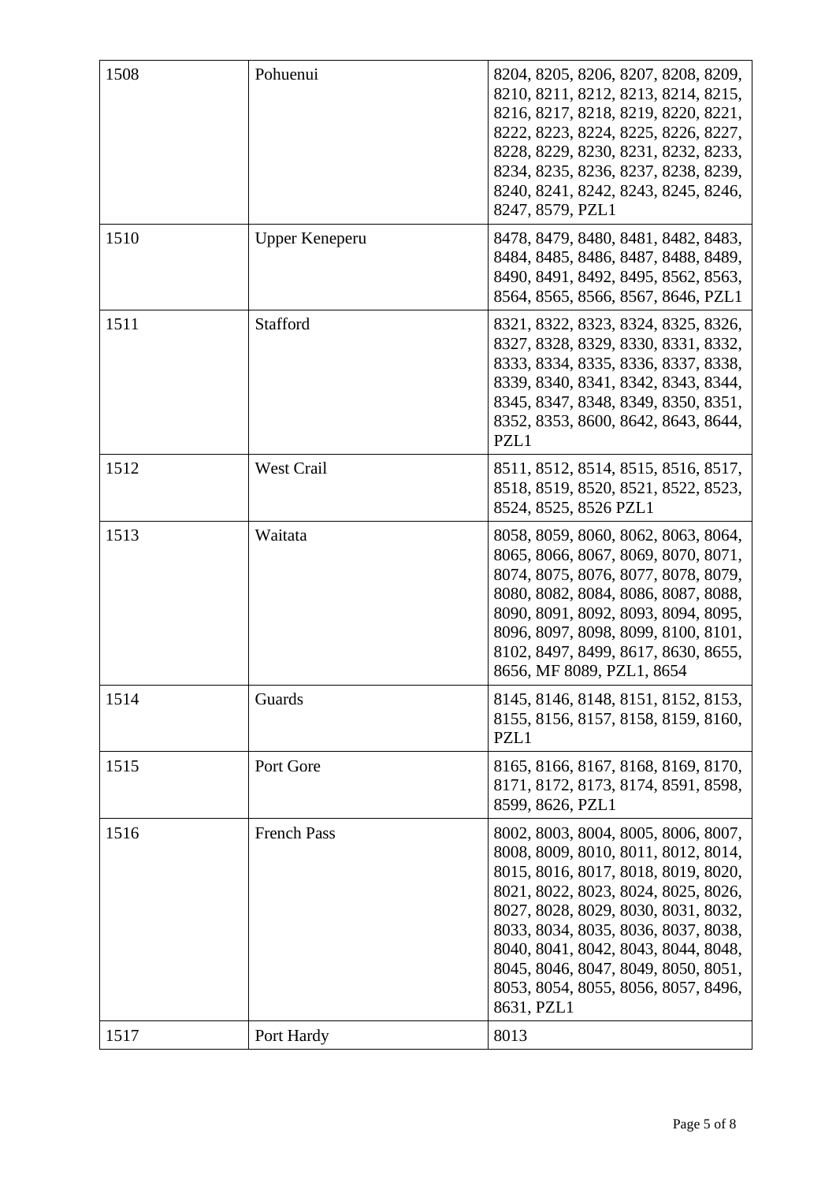| 1508 | Pohuenui | 8204, 8205, 8206, 8207, 8208, 8209, 8210, 8211, 8212, 8213, 8214, 8215, 8216, 8217, 8218, 8219, 8220, 8221, 8222, 8223, 8224, 8225, 8226, 8227, 8228, 8229, 8230, 8231, 8232, 8233, 8234, 8235, 8236, 8237, 8238, 8239, 8240, 8241, 8242, 8243, 8245, 8246, 8247, 8579, PZL1 |
|---|---|---|
| 1510 | Upper Keneperu | 8478, 8479, 8480, 8481, 8482, 8483, 8484, 8485, 8486, 8487, 8488, 8489, 8490, 8491, 8492, 8495, 8562, 8563, 8564, 8565, 8566, 8567, 8646, PZL1 |
| 1511 | Stafford | 8321, 8322, 8323, 8324, 8325, 8326, 8327, 8328, 8329, 8330, 8331, 8332, 8333, 8334, 8335, 8336, 8337, 8338, 8339, 8340, 8341, 8342, 8343, 8344, 8345, 8347, 8348, 8349, 8350, 8351, 8352, 8353, 8600, 8642, 8643, 8644, PZL1 |
| 1512 | West Crail | 8511, 8512, 8514, 8515, 8516, 8517, 8518, 8519, 8520, 8521, 8522, 8523, 8524, 8525, 8526 PZL1 |
| 1513 | Waitata | 8058, 8059, 8060, 8062, 8063, 8064, 8065, 8066, 8067, 8069, 8070, 8071, 8074, 8075, 8076, 8077, 8078, 8079, 8080, 8082, 8084, 8086, 8087, 8088, 8090, 8091, 8092, 8093, 8094, 8095, 8096, 8097, 8098, 8099, 8100, 8101, 8102, 8497, 8499, 8617, 8630, 8655, 8656, MF 8089, PZL1, 8654 |
| 1514 | Guards | 8145, 8146, 8148, 8151, 8152, 8153, 8155, 8156, 8157, 8158, 8159, 8160, PZL1 |
| 1515 | Port Gore | 8165, 8166, 8167, 8168, 8169, 8170, 8171, 8172, 8173, 8174, 8591, 8598, 8599, 8626, PZL1 |
| 1516 | French Pass | 8002, 8003, 8004, 8005, 8006, 8007, 8008, 8009, 8010, 8011, 8012, 8014, 8015, 8016, 8017, 8018, 8019, 8020, 8021, 8022, 8023, 8024, 8025, 8026, 8027, 8028, 8029, 8030, 8031, 8032, 8033, 8034, 8035, 8036, 8037, 8038, 8040, 8041, 8042, 8043, 8044, 8048, 8045, 8046, 8047, 8049, 8050, 8051, 8053, 8054, 8055, 8056, 8057, 8496, 8631, PZL1 |
| 1517 | Port Hardy | 8013 |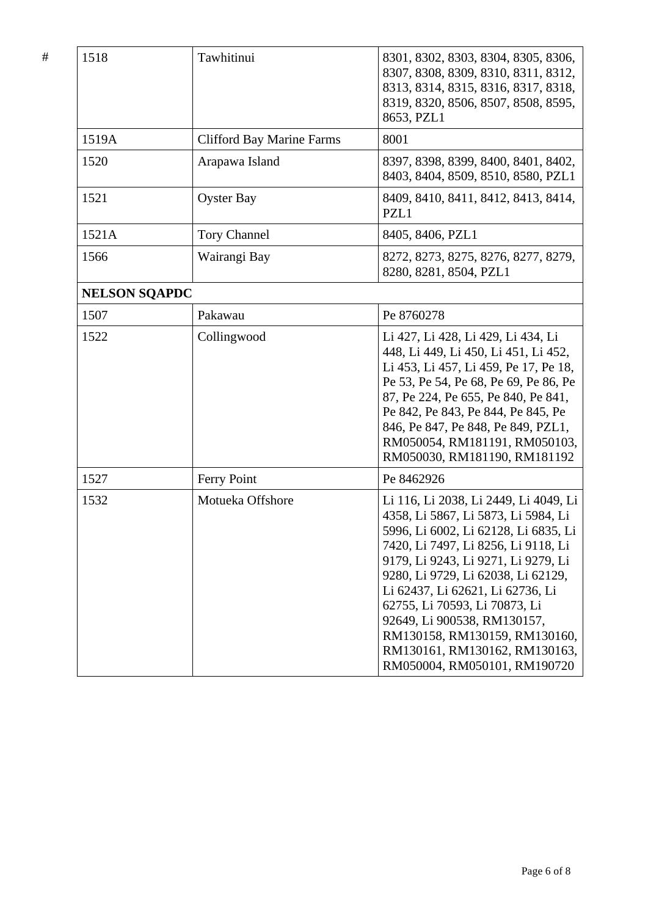#

| 1518 | Tawhitinui | 8301, 8302, 8303, 8304, 8305, 8306, 8307, 8308, 8309, 8310, 8311, 8312, 8313, 8314, 8315, 8316, 8317, 8318, 8319, 8320, 8506, 8507, 8508, 8595, 8653, PZL1 |
|---|---|---|
| 1519A | Clifford Bay Marine Farms | 8001 |
| 1520 | Arapawa Island | 8397, 8398, 8399, 8400, 8401, 8402, 8403, 8404, 8509, 8510, 8580, PZL1 |
| 1521 | Oyster Bay | 8409, 8410, 8411, 8412, 8413, 8414, PZL1 |
| 1521A | Tory Channel | 8405, 8406, PZL1 |
| 1566 | Wairangi Bay | 8272, 8273, 8275, 8276, 8277, 8279, 8280, 8281, 8504, PZL1 |
| **NELSON SQAPDC** | | |
| 1507 | Pakawau | Pe 8760278 |
| 1522 | Collingwood | Li 427, Li 428, Li 429, Li 434, Li 448, Li 449, Li 450, Li 451, Li 452, Li 453, Li 457, Li 459, Pe 17, Pe 18, Pe 53, Pe 54, Pe 68, Pe 69, Pe 86, Pe 87, Pe 224, Pe 655, Pe 840, Pe 841, Pe 842, Pe 843, Pe 844, Pe 845, Pe 846, Pe 847, Pe 848, Pe 849, PZL1, RM050054, RM181191, RM050103, RM050030, RM181190, RM181192 |
| 1527 | Ferry Point | Pe 8462926 |
| 1532 | Motueka Offshore | Li 116, Li 2038, Li 2449, Li 4049, Li 4358, Li 5867, Li 5873, Li 5984, Li 5996, Li 6002, Li 62128, Li 6835, Li 7420, Li 7497, Li 8256, Li 9118, Li 9179, Li 9243, Li 9271, Li 9279, Li 9280, Li 9729, Li 62038, Li 62129, Li 62437, Li 62621, Li 62736, Li 62755, Li 70593, Li 70873, Li 92649, Li 900538, RM130157, RM130158, RM130159, RM130160, RM130161, RM130162, RM130163, RM050004, RM050101, RM190720 |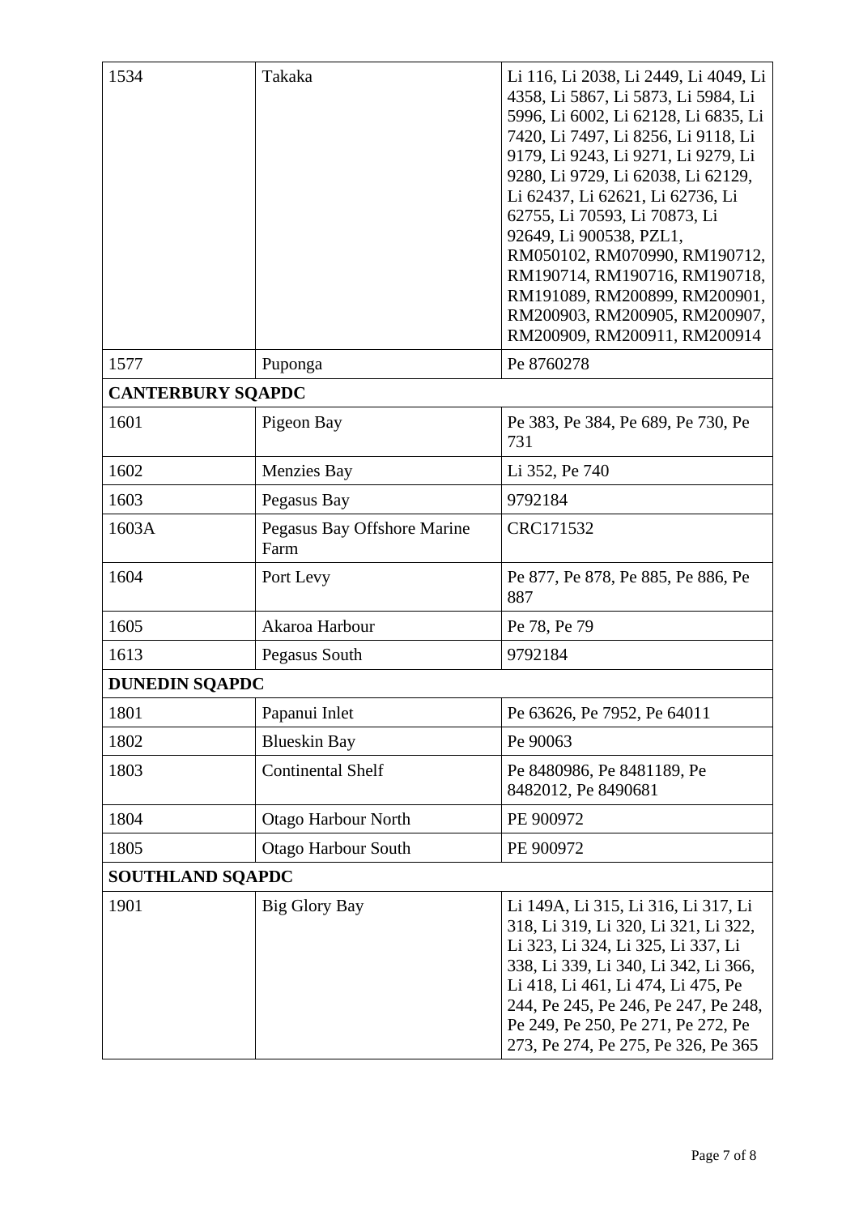| | | |
|---|---|---|
| 1534 | Takaka | Li 116, Li 2038, Li 2449, Li 4049, Li 4358, Li 5867, Li 5873, Li 5984, Li 5996, Li 6002, Li 62128, Li 6835, Li 7420, Li 7497, Li 8256, Li 9118, Li 9179, Li 9243, Li 9271, Li 9279, Li 9280, Li 9729, Li 62038, Li 62129, Li 62437, Li 62621, Li 62736, Li 62755, Li 70593, Li 70873, Li 92649, Li 900538, PZL1, RM050102, RM070990, RM190712, RM190714, RM190716, RM190718, RM191089, RM200899, RM200901, RM200903, RM200905, RM200907, RM200909, RM200911, RM200914 |
| 1577 | Puponga | Pe 8760278 |
| **CANTERBURY SQAPDC** | | |
| 1601 | Pigeon Bay | Pe 383, Pe 384, Pe 689, Pe 730, Pe 731 |
| 1602 | Menzies Bay | Li 352, Pe 740 |
| 1603 | Pegasus Bay | 9792184 |
| 1603A | Pegasus Bay Offshore Marine Farm | CRC171532 |
| 1604 | Port Levy | Pe 877, Pe 878, Pe 885, Pe 886, Pe 887 |
| 1605 | Akaroa Harbour | Pe 78, Pe 79 |
| 1613 | Pegasus South | 9792184 |
| **DUNEDIN SQAPDC** | | |
| 1801 | Papanui Inlet | Pe 63626, Pe 7952, Pe 64011 |
| 1802 | Blueskin Bay | Pe 90063 |
| 1803 | Continental Shelf | Pe 8480986, Pe 8481189, Pe 8482012, Pe 8490681 |
| 1804 | Otago Harbour North | PE 900972 |
| 1805 | Otago Harbour South | PE 900972 |
| **SOUTHLAND SQAPDC** | | |
| 1901 | Big Glory Bay | Li 149A, Li 315, Li 316, Li 317, Li 318, Li 319, Li 320, Li 321, Li 322, Li 323, Li 324, Li 325, Li 337, Li 338, Li 339, Li 340, Li 342, Li 366, Li 418, Li 461, Li 474, Li 475, Pe 244, Pe 245, Pe 246, Pe 247, Pe 248, Pe 249, Pe 250, Pe 271, Pe 272, Pe 273, Pe 274, Pe 275, Pe 326, Pe 365 |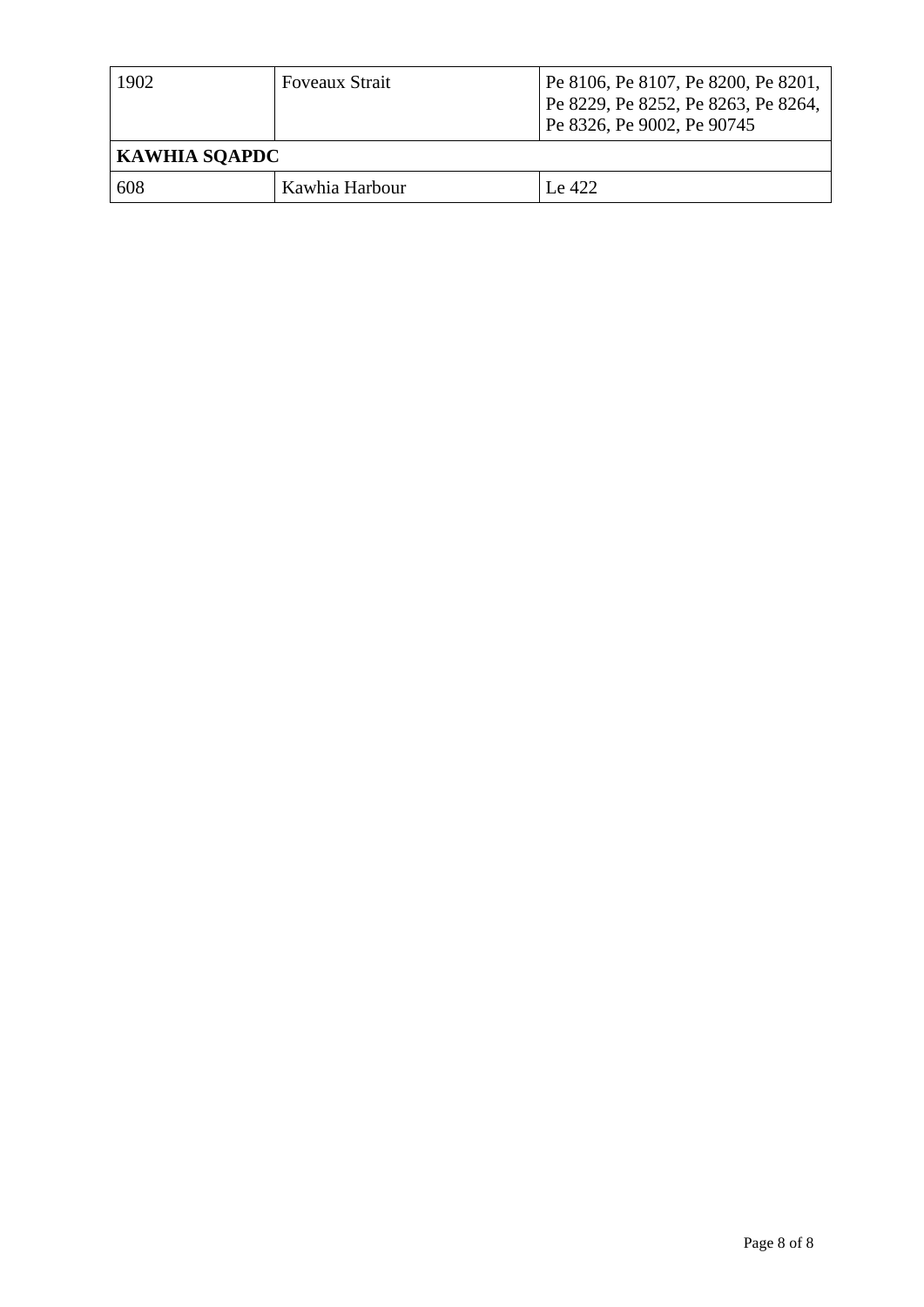| | | |
|---|---|---|
| 1902 | Foveaux Strait | Pe 8106, Pe 8107, Pe 8200, Pe 8201, Pe 8229, Pe 8252, Pe 8263, Pe 8264, Pe 8326, Pe 9002, Pe 90745 |
| **KAWHIA SQAPDC** | | |
| 608 | Kawhia Harbour | Le 422 |